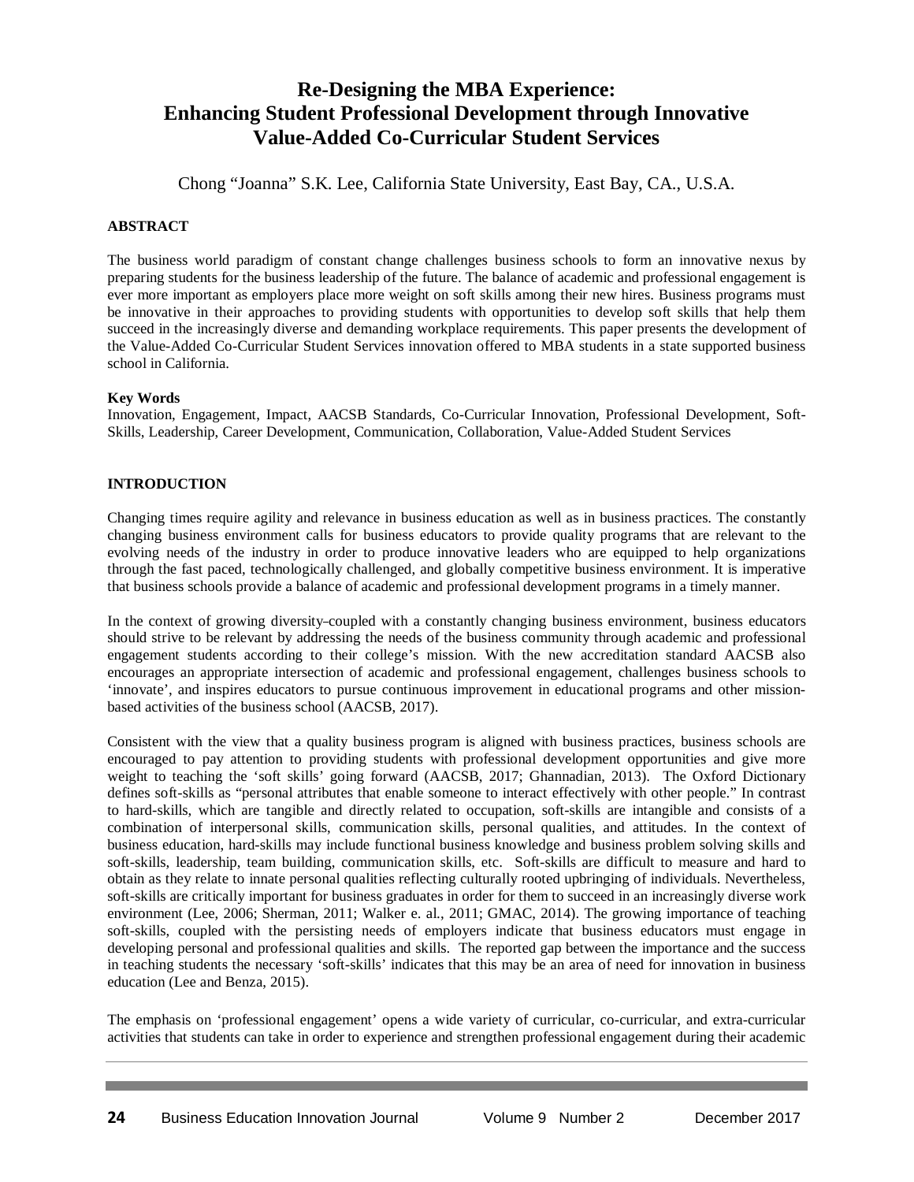# Re-Designing the MBA Experience: Enhancing Student Professional Development through Innovative Value-Added Co-Curricular Student Services

Chong "Joanna" S.K. Lee, California State University, East Bay, CA., U.S.A.

## ABSTRACT

The business world paradigm of constant change challenges business schools to form an innovative nexus by preparing students for the business leadership of the future. The balance of academic and professional engagement is ever more important as employers place more weight on soft skills among their new hires. Business programs must be innovative in their approaches to providing students with opportunities to develop soft skills that help them succeed in the increasingly diverse and demanding workplace requirements. This paper presents the development of the Value-Added Co-Curricular Student Services innovation offered to MBA students in a state supported business school in California.

**Key Words**

Innovation, Engagement, Impact, AACSB Standards, Co-Curricular Innovation, Professional Development, Soft-Skills, Leadership, Career Development, Communication, Collaboration, Value-Added Student Services

## INTRODUCTION

Changing times require agility and relevance in business education as well as in business practices. The constantly changing business environment calls for business educators to provide quality programs that are relevant to the evolving needs of the industry in order to produce innovative leaders who are equipped to help organizations through the fast paced, technologically challenged, and globally competitive business environment. It is imperative that business schools provide a balance of academic and professional development programs in a timely manner.

In the context of growing diversity coupled with a constantly changing business environment, business educators should strive to be relevant by addressing the needs of the business community through academic and professional engagement students according to their college's mission. With the new accreditation standard AACSB also encourages an appropriate intersection of academic and professional engagement, challenges business schools to 'innovate', and inspires educators to pursue continuous improvement in educational programs and other mission-based activities of the business school (AACSB, 2017).

Consistent with the view that a quality business program is aligned with business practices, business schools are encouraged to pay attention to providing students with professional development opportunities and give more weight to teaching the 'soft skills' going forward (AACSB, 2017; Ghannadian, 2013). The Oxford Dictionary defines soft-skills as "personal attributes that enable someone to interact effectively with other people." In contrast to hard-skills, which are tangible and directly related to occupation, soft-skills are intangible and consists of a combination of interpersonal skills, communication skills, personal qualities, and attitudes. In the context of business education, hard-skills may include functional business knowledge and business problem solving skills and soft-skills, leadership, team building, communication skills, etc. Soft-skills are difficult to measure and hard to obtain as they relate to innate personal qualities reflecting culturally rooted upbringing of individuals. Nevertheless, soft-skills are critically important for business graduates in order for them to succeed in an increasingly diverse work environment (Lee, 2006; Sherman, 2011; Walker e. al., 2011; GMAC, 2014). The growing importance of teaching soft-skills, coupled with the persisting needs of employers indicate that business educators must engage in developing personal and professional qualities and skills. The reported gap between the importance and the success in teaching students the necessary 'soft-skills' indicates that this may be an area of need for innovation in business education (Lee and Benza, 2015).

The emphasis on 'professional engagement' opens a wide variety of curricular, co-curricular, and extra-curricular activities that students can take in order to experience and strengthen professional engagement during their academic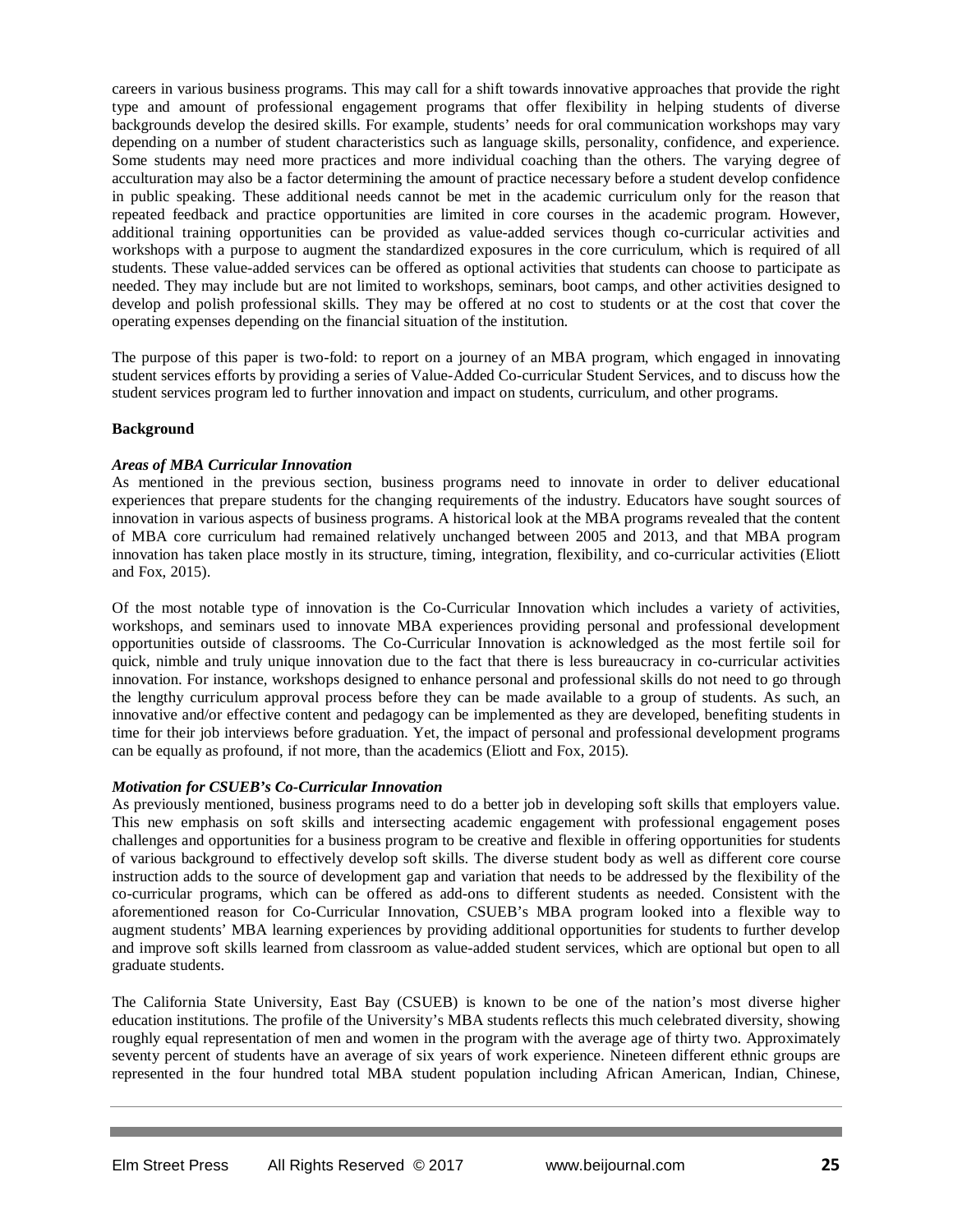careers in various business programs. This may call for a shift towards innovative approaches that provide the right type and amount of professional engagement programs that offer flexibility in helping students of diverse backgrounds develop the desired skills. For example, students' needs for oral communication workshops may vary depending on a number of student characteristics such as language skills, personality, confidence, and experience. Some students may need more practices and more individual coaching than the others. The varying degree of acculturation may also be a factor determining the amount of practice necessary before a student develop confidence in public speaking. These additional needs cannot be met in the academic curriculum only for the reason that repeated feedback and practice opportunities are limited in core courses in the academic program. However, additional training opportunities can be provided as value-added services though co-curricular activities and workshops with a purpose to augment the standardized exposures in the core curriculum, which is required of all students. These value-added services can be offered as optional activities that students can choose to participate as needed. They may include but are not limited to workshops, seminars, boot camps, and other activities designed to develop and polish professional skills. They may be offered at no cost to students or at the cost that cover the operating expenses depending on the financial situation of the institution.

The purpose of this paper is two-fold: to report on a journey of an MBA program, which engaged in innovating student services efforts by providing a series of Value-Added Co-curricular Student Services, and to discuss how the student services program led to further innovation and impact on students, curriculum, and other programs.

## Background

### *Areas of MBA Curricular Innovation*

As mentioned in the previous section, business programs need to innovate in order to deliver educational experiences that prepare students for the changing requirements of the industry. Educators have sought sources of innovation in various aspects of business programs. A historical look at the MBA programs revealed that the content of MBA core curriculum had remained relatively unchanged between 2005 and 2013, and that MBA program innovation has taken place mostly in its structure, timing, integration, flexibility, and co-curricular activities (Eliott and Fox, 2015).

Of the most notable type of innovation is the Co-Curricular Innovation which includes a variety of activities, workshops, and seminars used to innovate MBA experiences providing personal and professional development opportunities outside of classrooms. The Co-Curricular Innovation is acknowledged as the most fertile soil for quick, nimble and truly unique innovation due to the fact that there is less bureaucracy in co-curricular activities innovation. For instance, workshops designed to enhance personal and professional skills do not need to go through the lengthy curriculum approval process before they can be made available to a group of students. As such, an innovative and/or effective content and pedagogy can be implemented as they are developed, benefiting students in time for their job interviews before graduation. Yet, the impact of personal and professional development programs can be equally as profound, if not more, than the academics (Eliott and Fox, 2015).

### *Motivation for CSUEB's Co-Curricular Innovation*

As previously mentioned, business programs need to do a better job in developing soft skills that employers value. This new emphasis on soft skills and intersecting academic engagement with professional engagement poses challenges and opportunities for a business program to be creative and flexible in offering opportunities for students of various background to effectively develop soft skills. The diverse student body as well as different core course instruction adds to the source of development gap and variation that needs to be addressed by the flexibility of the co-curricular programs, which can be offered as add-ons to different students as needed. Consistent with the aforementioned reason for Co-Curricular Innovation, CSUEB's MBA program looked into a flexible way to augment students' MBA learning experiences by providing additional opportunities for students to further develop and improve soft skills learned from classroom as value-added student services, which are optional but open to all graduate students.

The California State University, East Bay (CSUEB) is known to be one of the nation's most diverse higher education institutions. The profile of the University's MBA students reflects this much celebrated diversity, showing roughly equal representation of men and women in the program with the average age of thirty two. Approximately seventy percent of students have an average of six years of work experience. Nineteen different ethnic groups are represented in the four hundred total MBA student population including African American, Indian, Chinese,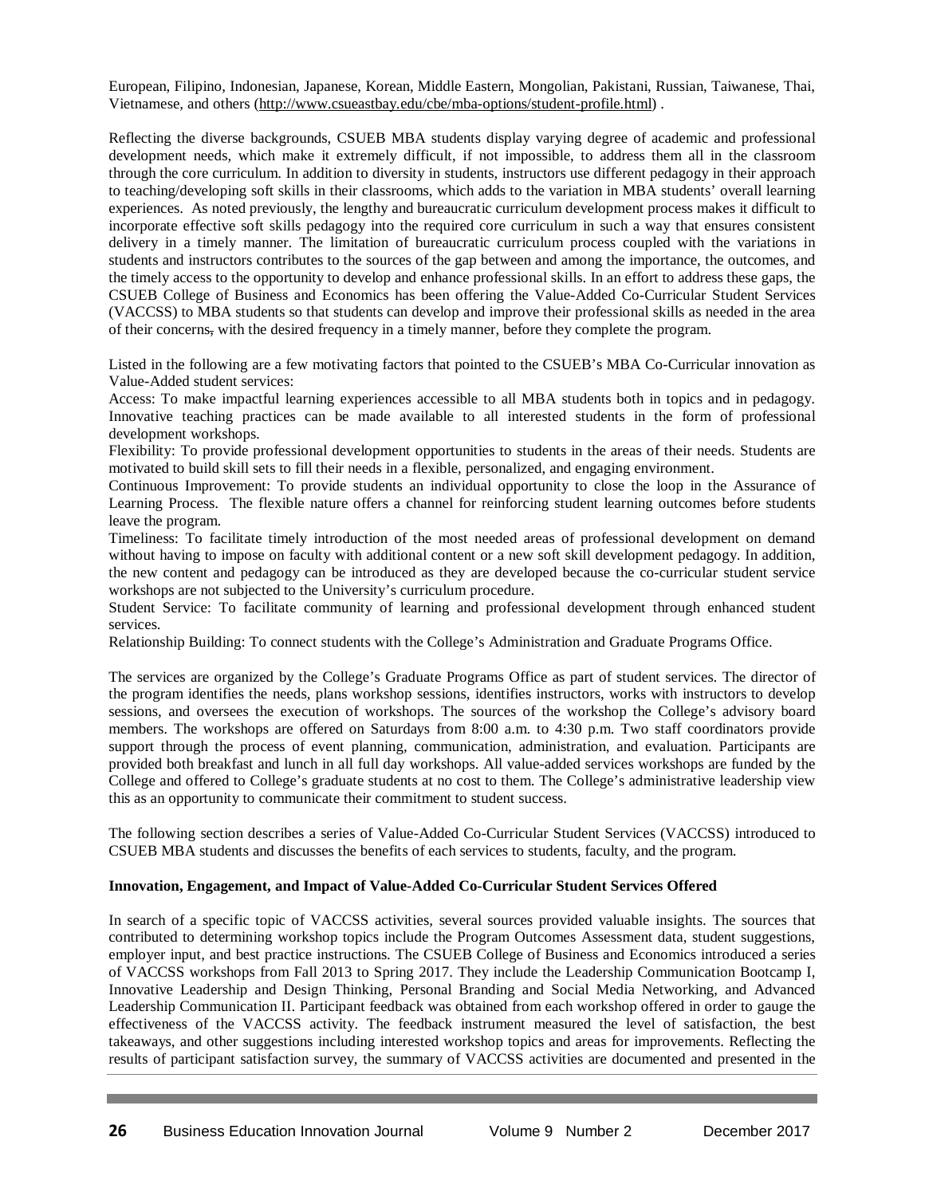European, Filipino, Indonesian, Japanese, Korean, Middle Eastern, Mongolian, Pakistani, Russian, Taiwanese, Thai, Vietnamese, and others (http://www.csueastbay.edu/cbe/mba-options/student-profile.html) .

Reflecting the diverse backgrounds, CSUEB MBA students display varying degree of academic and professional development needs, which make it extremely difficult, if not impossible, to address them all in the classroom through the core curriculum. In addition to diversity in students, instructors use different pedagogy in their approach to teaching/developing soft skills in their classrooms, which adds to the variation in MBA students' overall learning experiences. As noted previously, the lengthy and bureaucratic curriculum development process makes it difficult to incorporate effective soft skills pedagogy into the required core curriculum in such a way that ensures consistent delivery in a timely manner. The limitation of bureaucratic curriculum process coupled with the variations in students and instructors contributes to the sources of the gap between and among the importance, the outcomes, and the timely access to the opportunity to develop and enhance professional skills. In an effort to address these gaps, the CSUEB College of Business and Economics has been offering the Value-Added Co-Curricular Student Services (VACCSS) to MBA students so that students can develop and improve their professional skills as needed in the area of their concerns, with the desired frequency in a timely manner, before they complete the program.

Listed in the following are a few motivating factors that pointed to the CSUEB's MBA Co-Curricular innovation as Value-Added student services:

Access: To make impactful learning experiences accessible to all MBA students both in topics and in pedagogy. Innovative teaching practices can be made available to all interested students in the form of professional development workshops.

Flexibility: To provide professional development opportunities to students in the areas of their needs. Students are motivated to build skill sets to fill their needs in a flexible, personalized, and engaging environment.

Continuous Improvement: To provide students an individual opportunity to close the loop in the Assurance of Learning Process. The flexible nature offers a channel for reinforcing student learning outcomes before students leave the program.

Timeliness: To facilitate timely introduction of the most needed areas of professional development on demand without having to impose on faculty with additional content or a new soft skill development pedagogy. In addition, the new content and pedagogy can be introduced as they are developed because the co-curricular student service workshops are not subjected to the University's curriculum procedure.

Student Service: To facilitate community of learning and professional development through enhanced student services.

Relationship Building: To connect students with the College's Administration and Graduate Programs Office.

The services are organized by the College's Graduate Programs Office as part of student services. The director of the program identifies the needs, plans workshop sessions, identifies instructors, works with instructors to develop sessions, and oversees the execution of workshops. The sources of the workshop the College's advisory board members. The workshops are offered on Saturdays from 8:00 a.m. to 4:30 p.m. Two staff coordinators provide support through the process of event planning, communication, administration, and evaluation. Participants are provided both breakfast and lunch in all full day workshops. All value-added services workshops are funded by the College and offered to College's graduate students at no cost to them. The College's administrative leadership view this as an opportunity to communicate their commitment to student success.

The following section describes a series of Value-Added Co-Curricular Student Services (VACCSS) introduced to CSUEB MBA students and discusses the benefits of each services to students, faculty, and the program.

**Innovation, Engagement, and Impact of Value-Added Co-Curricular Student Services Offered**

In search of a specific topic of VACCSS activities, several sources provided valuable insights. The sources that contributed to determining workshop topics include the Program Outcomes Assessment data, student suggestions, employer input, and best practice instructions. The CSUEB College of Business and Economics introduced a series of VACCSS workshops from Fall 2013 to Spring 2017. They include the Leadership Communication Bootcamp I, Innovative Leadership and Design Thinking, Personal Branding and Social Media Networking, and Advanced Leadership Communication II. Participant feedback was obtained from each workshop offered in order to gauge the effectiveness of the VACCSS activity. The feedback instrument measured the level of satisfaction, the best takeaways, and other suggestions including interested workshop topics and areas for improvements. Reflecting the results of participant satisfaction survey, the summary of VACCSS activities are documented and presented in the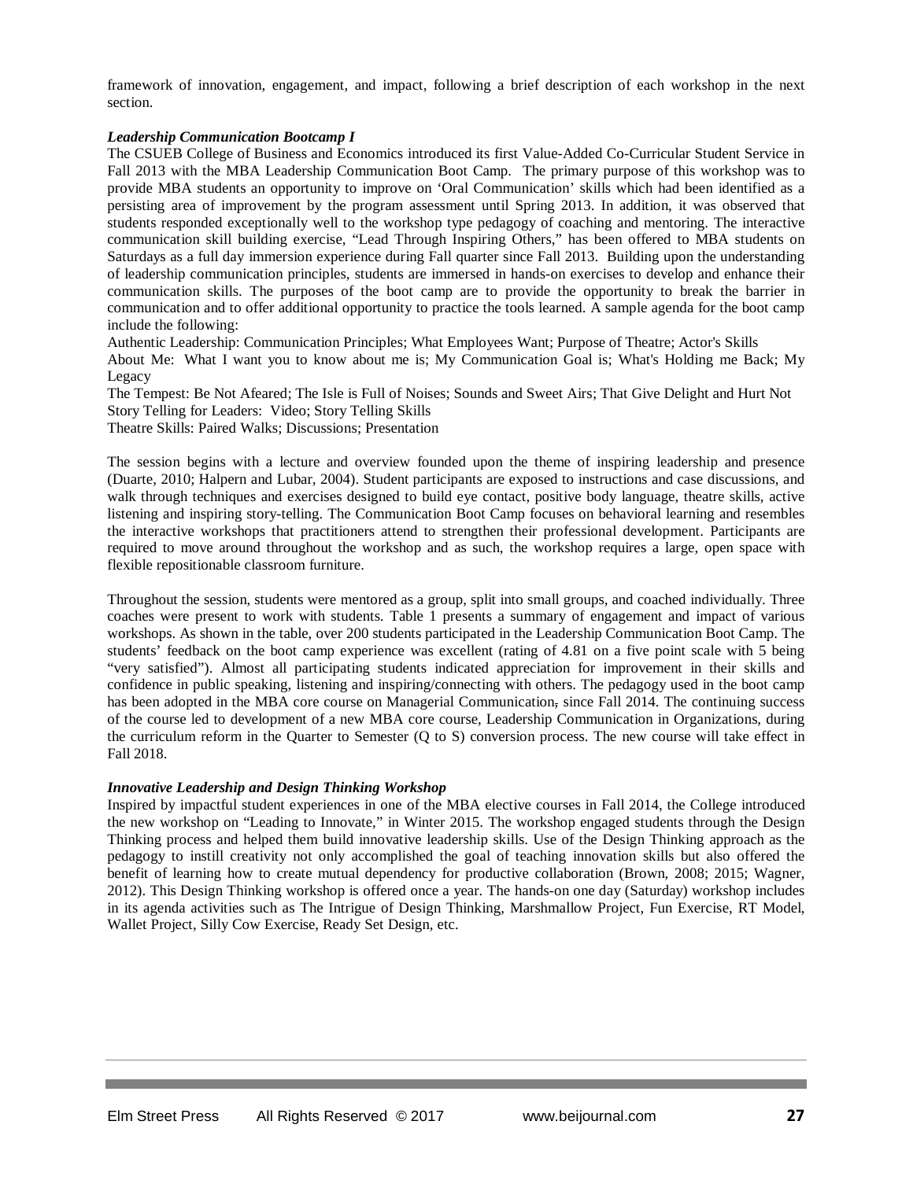framework of innovation, engagement, and impact, following a brief description of each workshop in the next section.

***Leadership Communication Bootcamp I***

The CSUEB College of Business and Economics introduced its first Value-Added Co-Curricular Student Service in Fall 2013 with the MBA Leadership Communication Boot Camp. The primary purpose of this workshop was to provide MBA students an opportunity to improve on 'Oral Communication' skills which had been identified as a persisting area of improvement by the program assessment until Spring 2013. In addition, it was observed that students responded exceptionally well to the workshop type pedagogy of coaching and mentoring. The interactive communication skill building exercise, "Lead Through Inspiring Others," has been offered to MBA students on Saturdays as a full day immersion experience during Fall quarter since Fall 2013. Building upon the understanding of leadership communication principles, students are immersed in hands-on exercises to develop and enhance their communication skills. The purposes of the boot camp are to provide the opportunity to break the barrier in communication and to offer additional opportunity to practice the tools learned. A sample agenda for the boot camp include the following:

Authentic Leadership: Communication Principles; What Employees Want; Purpose of Theatre; Actor's Skills

About Me: What I want you to know about me is; My Communication Goal is; What's Holding me Back; My Legacy

The Tempest: Be Not Afeared; The Isle is Full of Noises; Sounds and Sweet Airs; That Give Delight and Hurt Not

Story Telling for Leaders: Video; Story Telling Skills

Theatre Skills: Paired Walks; Discussions; Presentation

The session begins with a lecture and overview founded upon the theme of inspiring leadership and presence (Duarte, 2010; Halpern and Lubar, 2004). Student participants are exposed to instructions and case discussions, and walk through techniques and exercises designed to build eye contact, positive body language, theatre skills, active listening and inspiring story-telling. The Communication Boot Camp focuses on behavioral learning and resembles the interactive workshops that practitioners attend to strengthen their professional development. Participants are required to move around throughout the workshop and as such, the workshop requires a large, open space with flexible repositionable classroom furniture.

Throughout the session, students were mentored as a group, split into small groups, and coached individually. Three coaches were present to work with students. Table 1 presents a summary of engagement and impact of various workshops. As shown in the table, over 200 students participated in the Leadership Communication Boot Camp. The students' feedback on the boot camp experience was excellent (rating of 4.81 on a five point scale with 5 being "very satisfied"). Almost all participating students indicated appreciation for improvement in their skills and confidence in public speaking, listening and inspiring/connecting with others. The pedagogy used in the boot camp has been adopted in the MBA core course on Managerial Communication, since Fall 2014. The continuing success of the course led to development of a new MBA core course, Leadership Communication in Organizations, during the curriculum reform in the Quarter to Semester (Q to S) conversion process. The new course will take effect in Fall 2018.

***Innovative Leadership and Design Thinking Workshop***

Inspired by impactful student experiences in one of the MBA elective courses in Fall 2014, the College introduced the new workshop on "Leading to Innovate," in Winter 2015. The workshop engaged students through the Design Thinking process and helped them build innovative leadership skills. Use of the Design Thinking approach as the pedagogy to instill creativity not only accomplished the goal of teaching innovation skills but also offered the benefit of learning how to create mutual dependency for productive collaboration (Brown, 2008; 2015; Wagner, 2012). This Design Thinking workshop is offered once a year. The hands-on one day (Saturday) workshop includes in its agenda activities such as The Intrigue of Design Thinking, Marshmallow Project, Fun Exercise, RT Model, Wallet Project, Silly Cow Exercise, Ready Set Design, etc.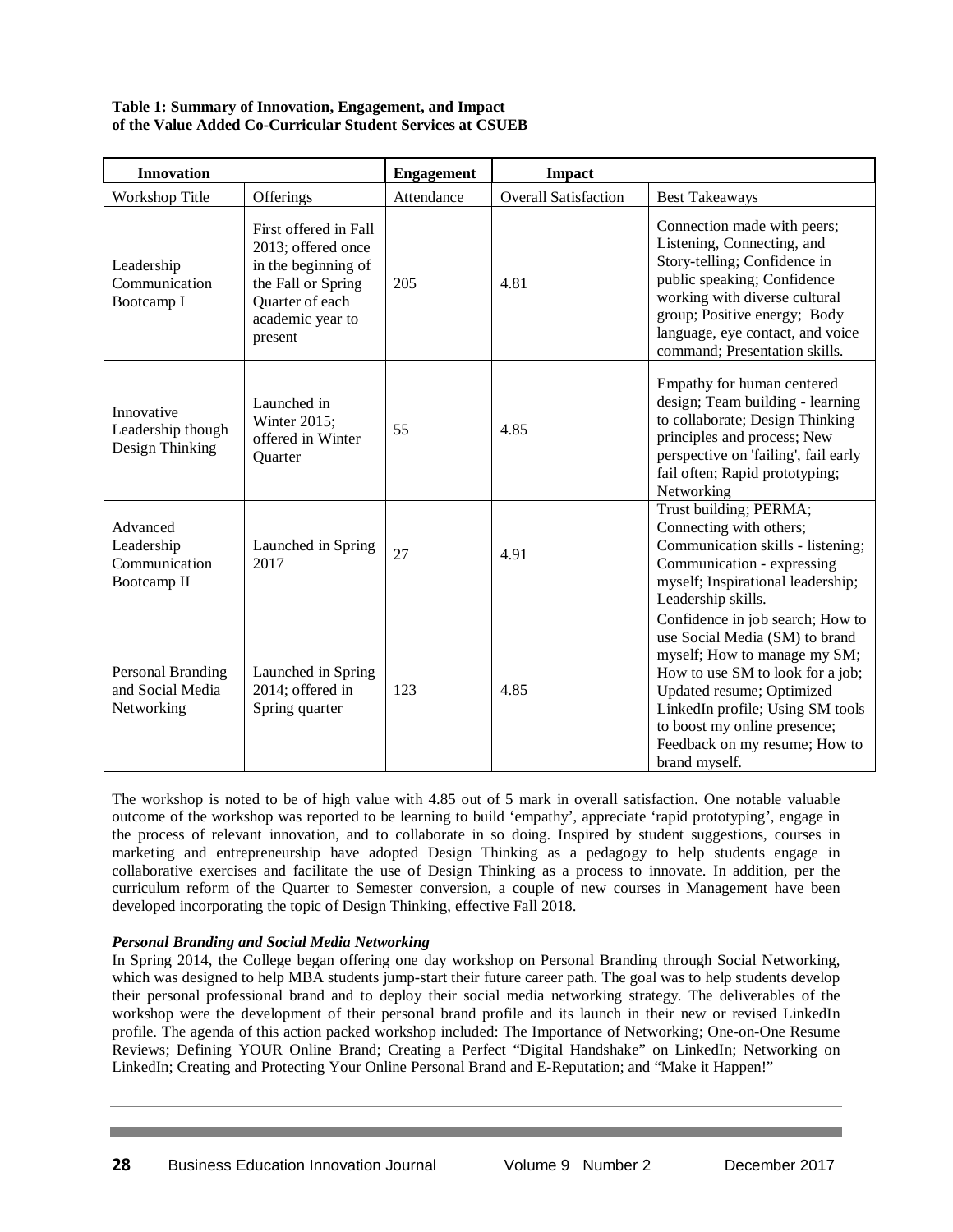**Table 1: Summary of Innovation, Engagement, and Impact of the Value Added Co-Curricular Student Services at CSUEB**

| **Innovation** | | **Engagement** | **Impact** | |
|---|---|---|---|---|
| Workshop Title | Offerings | Attendance | Overall Satisfaction | Best Takeaways |
| Leadership Communication Bootcamp I | First offered in Fall 2013; offered once in the beginning of the Fall or Spring Quarter of each academic year to present | 205 | 4.81 | Connection made with peers; Listening, Connecting, and Story-telling; Confidence in public speaking; Confidence working with diverse cultural group; Positive energy; Body language, eye contact, and voice command; Presentation skills. |
| Innovative Leadership though Design Thinking | Launched in Winter 2015; offered in Winter Quarter | 55 | 4.85 | Empathy for human centered design; Team building - learning to collaborate; Design Thinking principles and process; New perspective on 'failing', fail early fail often; Rapid prototyping; Networking |
| Advanced Leadership Communication Bootcamp II | Launched in Spring 2017 | 27 | 4.91 | Trust building; PERMA; Connecting with others; Communication skills - listening; Communication - expressing myself; Inspirational leadership; Leadership skills. |
| Personal Branding and Social Media Networking | Launched in Spring 2014; offered in Spring quarter | 123 | 4.85 | Confidence in job search; How to use Social Media (SM) to brand myself; How to manage my SM; How to use SM to look for a job; Updated resume; Optimized LinkedIn profile; Using SM tools to boost my online presence; Feedback on my resume; How to brand myself. |

The workshop is noted to be of high value with 4.85 out of 5 mark in overall satisfaction. One notable valuable outcome of the workshop was reported to be learning to build 'empathy', appreciate 'rapid prototyping', engage in the process of relevant innovation, and to collaborate in so doing. Inspired by student suggestions, courses in marketing and entrepreneurship have adopted Design Thinking as a pedagogy to help students engage in collaborative exercises and facilitate the use of Design Thinking as a process to innovate. In addition, per the curriculum reform of the Quarter to Semester conversion, a couple of new courses in Management have been developed incorporating the topic of Design Thinking, effective Fall 2018.

***Personal Branding and Social Media Networking***

In Spring 2014, the College began offering one day workshop on Personal Branding through Social Networking, which was designed to help MBA students jump-start their future career path. The goal was to help students develop their personal professional brand and to deploy their social media networking strategy. The deliverables of the workshop were the development of their personal brand profile and its launch in their new or revised LinkedIn profile. The agenda of this action packed workshop included: The Importance of Networking; One-on-One Resume Reviews; Defining YOUR Online Brand; Creating a Perfect "Digital Handshake" on LinkedIn; Networking on LinkedIn; Creating and Protecting Your Online Personal Brand and E-Reputation; and "Make it Happen!"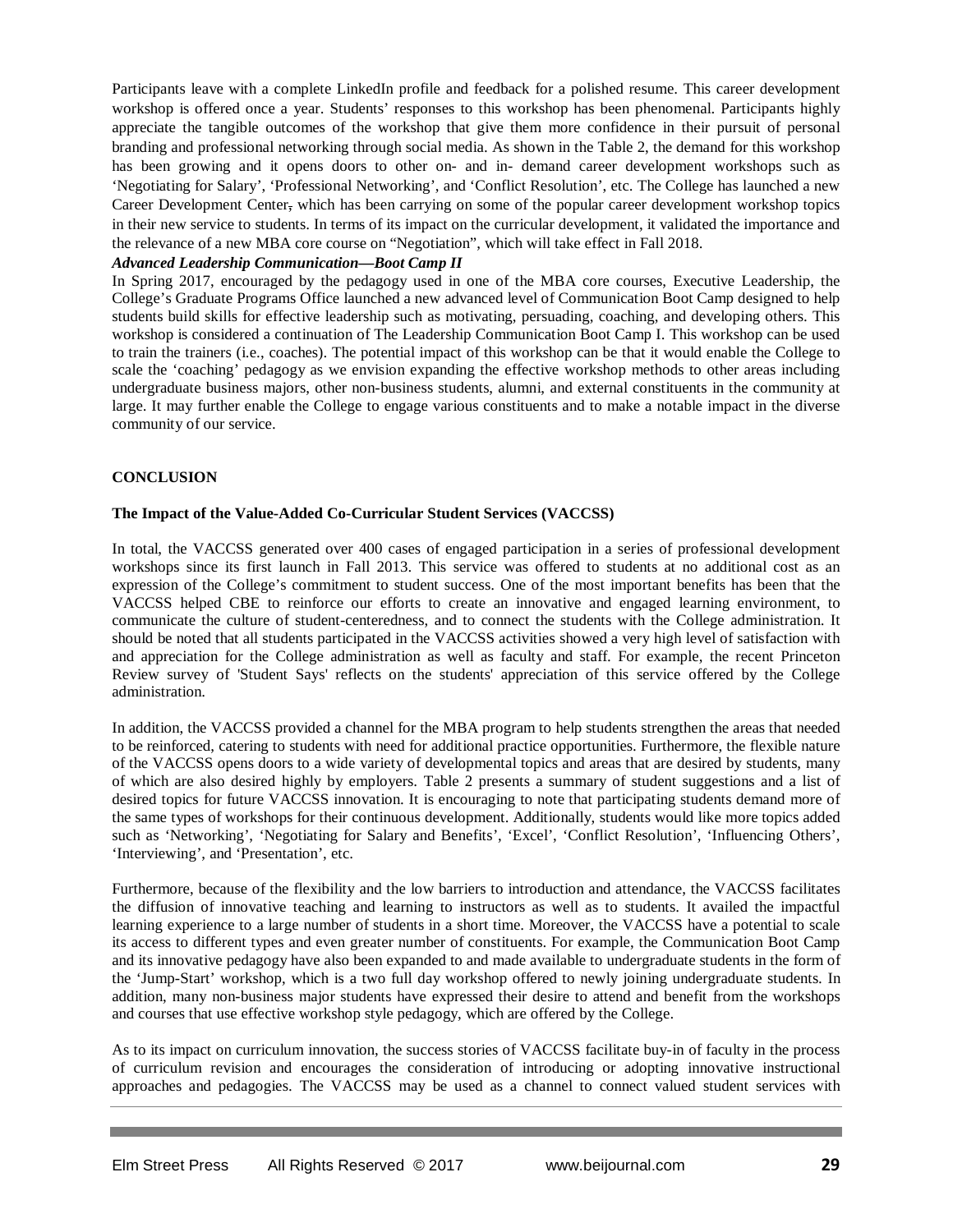Participants leave with a complete LinkedIn profile and feedback for a polished resume. This career development workshop is offered once a year. Students' responses to this workshop has been phenomenal. Participants highly appreciate the tangible outcomes of the workshop that give them more confidence in their pursuit of personal branding and professional networking through social media. As shown in the Table 2, the demand for this workshop has been growing and it opens doors to other on- and in- demand career development workshops such as 'Negotiating for Salary', 'Professional Networking', and 'Conflict Resolution', etc. The College has launched a new Career Development Center, which has been carrying on some of the popular career development workshop topics in their new service to students. In terms of its impact on the curricular development, it validated the importance and the relevance of a new MBA core course on "Negotiation", which will take effect in Fall 2018.

***Advanced Leadership Communication—Boot Camp II***

In Spring 2017, encouraged by the pedagogy used in one of the MBA core courses, Executive Leadership, the College's Graduate Programs Office launched a new advanced level of Communication Boot Camp designed to help students build skills for effective leadership such as motivating, persuading, coaching, and developing others. This workshop is considered a continuation of The Leadership Communication Boot Camp I. This workshop can be used to train the trainers (i.e., coaches). The potential impact of this workshop can be that it would enable the College to scale the 'coaching' pedagogy as we envision expanding the effective workshop methods to other areas including undergraduate business majors, other non-business students, alumni, and external constituents in the community at large. It may further enable the College to engage various constituents and to make a notable impact in the diverse community of our service.

## CONCLUSION

### The Impact of the Value-Added Co-Curricular Student Services (VACCSS)

In total, the VACCSS generated over 400 cases of engaged participation in a series of professional development workshops since its first launch in Fall 2013. This service was offered to students at no additional cost as an expression of the College's commitment to student success. One of the most important benefits has been that the VACCSS helped CBE to reinforce our efforts to create an innovative and engaged learning environment, to communicate the culture of student-centeredness, and to connect the students with the College administration. It should be noted that all students participated in the VACCSS activities showed a very high level of satisfaction with and appreciation for the College administration as well as faculty and staff. For example, the recent Princeton Review survey of 'Student Says' reflects on the students' appreciation of this service offered by the College administration.

In addition, the VACCSS provided a channel for the MBA program to help students strengthen the areas that needed to be reinforced, catering to students with need for additional practice opportunities. Furthermore, the flexible nature of the VACCSS opens doors to a wide variety of developmental topics and areas that are desired by students, many of which are also desired highly by employers. Table 2 presents a summary of student suggestions and a list of desired topics for future VACCSS innovation. It is encouraging to note that participating students demand more of the same types of workshops for their continuous development. Additionally, students would like more topics added such as 'Networking', 'Negotiating for Salary and Benefits', 'Excel', 'Conflict Resolution', 'Influencing Others', 'Interviewing', and 'Presentation', etc.

Furthermore, because of the flexibility and the low barriers to introduction and attendance, the VACCSS facilitates the diffusion of innovative teaching and learning to instructors as well as to students. It availed the impactful learning experience to a large number of students in a short time. Moreover, the VACCSS have a potential to scale its access to different types and even greater number of constituents. For example, the Communication Boot Camp and its innovative pedagogy have also been expanded to and made available to undergraduate students in the form of the 'Jump-Start' workshop, which is a two full day workshop offered to newly joining undergraduate students. In addition, many non-business major students have expressed their desire to attend and benefit from the workshops and courses that use effective workshop style pedagogy, which are offered by the College.

As to its impact on curriculum innovation, the success stories of VACCSS facilitate buy-in of faculty in the process of curriculum revision and encourages the consideration of introducing or adopting innovative instructional approaches and pedagogies. The VACCSS may be used as a channel to connect valued student services with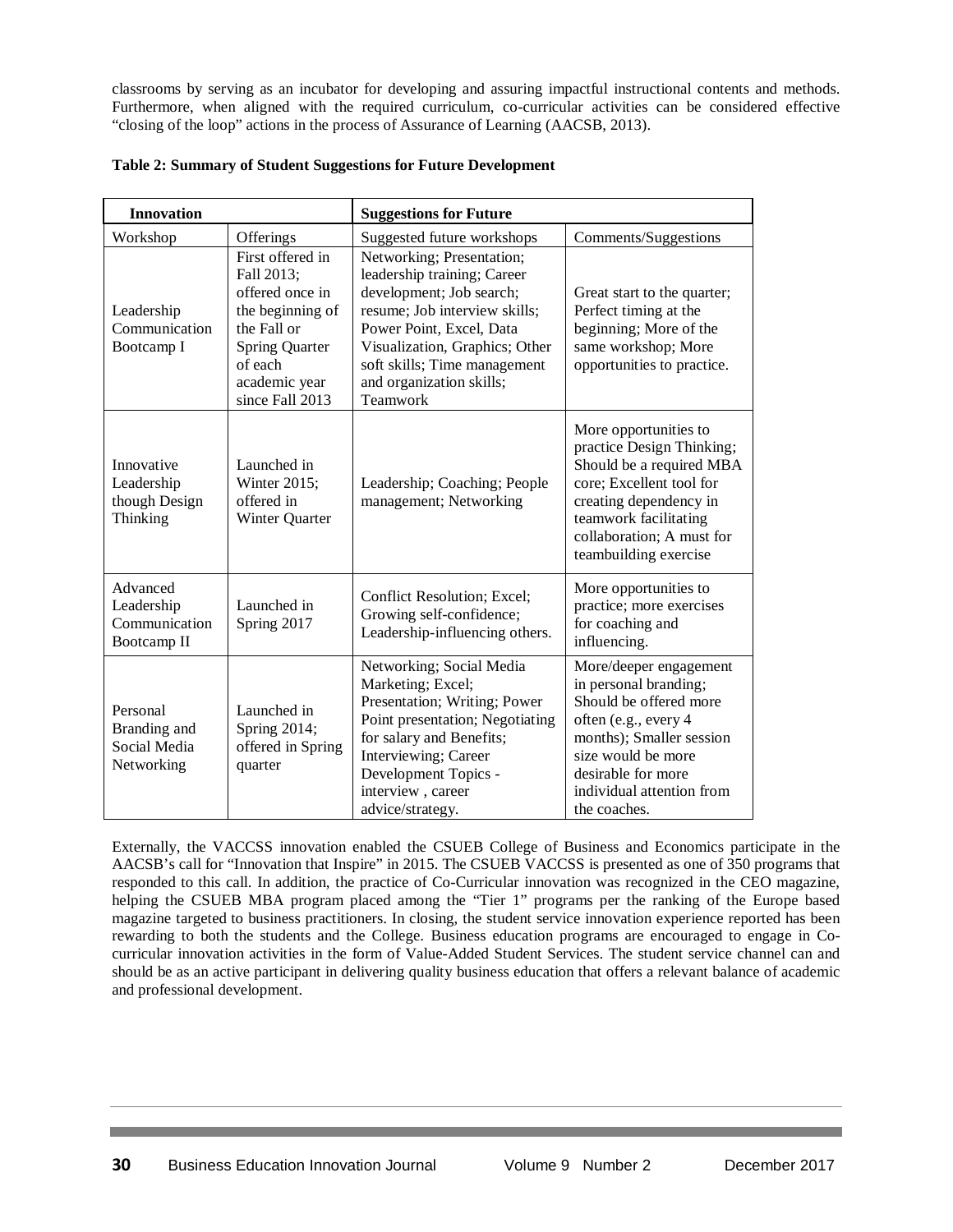classrooms by serving as an incubator for developing and assuring impactful instructional contents and methods. Furthermore, when aligned with the required curriculum, co-curricular activities can be considered effective "closing of the loop" actions in the process of Assurance of Learning (AACSB, 2013).

**Table 2: Summary of Student Suggestions for Future Development**

| **Innovation** | | **Suggestions for Future** | |
|---|---|---|---|
| Workshop | Offerings | Suggested future workshops | Comments/Suggestions |
| Leadership Communication Bootcamp I | First offered in Fall 2013; offered once in the beginning of the Fall or Spring Quarter of each academic year since Fall 2013 | Networking; Presentation; leadership training; Career development; Job search; resume; Job interview skills; Power Point, Excel, Data Visualization, Graphics; Other soft skills; Time management and organization skills; Teamwork | Great start to the quarter; Perfect timing at the beginning; More of the same workshop; More opportunities to practice. |
| Innovative Leadership though Design Thinking | Launched in Winter 2015; offered in Winter Quarter | Leadership; Coaching; People management; Networking | More opportunities to practice Design Thinking; Should be a required MBA core; Excellent tool for creating dependency in teamwork facilitating collaboration; A must for teambuilding exercise |
| Advanced Leadership Communication Bootcamp II | Launched in Spring 2017 | Conflict Resolution; Excel; Growing self-confidence; Leadership-influencing others. | More opportunities to practice; more exercises for coaching and influencing. |
| Personal Branding and Social Media Networking | Launched in Spring 2014; offered in Spring quarter | Networking; Social Media Marketing; Excel; Presentation; Writing; Power Point presentation; Negotiating for salary and Benefits; Interviewing; Career Development Topics - interview , career advice/strategy. | More/deeper engagement in personal branding; Should be offered more often (e.g., every 4 months); Smaller session size would be more desirable for more individual attention from the coaches. |

Externally, the VACCSS innovation enabled the CSUEB College of Business and Economics participate in the AACSB's call for "Innovation that Inspire" in 2015. The CSUEB VACCSS is presented as one of 350 programs that responded to this call. In addition, the practice of Co-Curricular innovation was recognized in the CEO magazine, helping the CSUEB MBA program placed among the "Tier 1" programs per the ranking of the Europe based magazine targeted to business practitioners. In closing, the student service innovation experience reported has been rewarding to both the students and the College. Business education programs are encouraged to engage in Co-curricular innovation activities in the form of Value-Added Student Services. The student service channel can and should be as an active participant in delivering quality business education that offers a relevant balance of academic and professional development.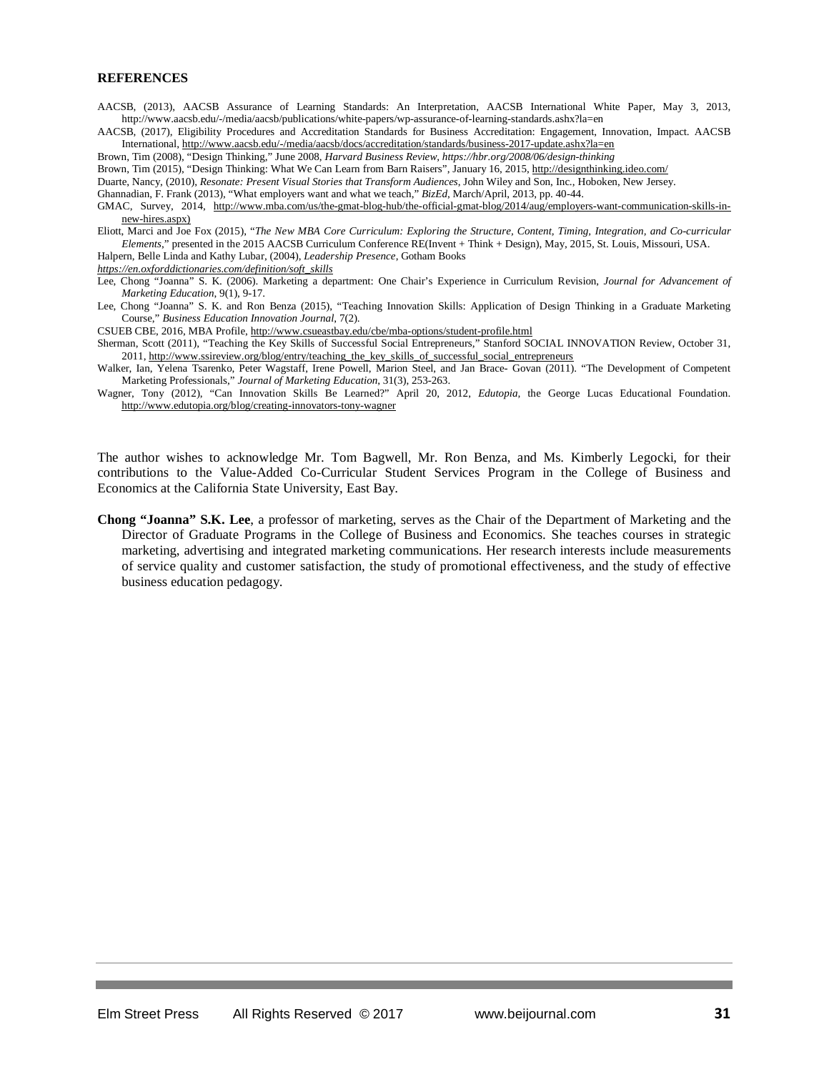**REFERENCES**

AACSB, (2013), AACSB Assurance of Learning Standards: An Interpretation, AACSB International White Paper, May 3, 2013, http://www.aacsb.edu/-/media/aacsb/publications/white-papers/wp-assurance-of-learning-standards.ashx?la=en

AACSB, (2017), Eligibility Procedures and Accreditation Standards for Business Accreditation: Engagement, Innovation, Impact. AACSB International, http://www.aacsb.edu/-/media/aacsb/docs/accreditation/standards/business-2017-update.ashx?la=en

Brown, Tim (2008), "Design Thinking," June 2008, *Harvard Business Review, https://hbr.org/2008/06/design-thinking*

Brown, Tim (2015), "Design Thinking: What We Can Learn from Barn Raisers", January 16, 2015, http://designthinking.ideo.com/

Duarte, Nancy, (2010), *Resonate: Present Visual Stories that Transform Audiences*, John Wiley and Son, Inc., Hoboken, New Jersey.

Ghannadian, F. Frank (2013), "What employers want and what we teach," *BizEd*, March/April, 2013, pp. 40-44.

GMAC, Survey, 2014, http://www.mba.com/us/the-gmat-blog-hub/the-official-gmat-blog/2014/aug/employers-want-communication-skills-in-new-hires.aspx)

Eliott, Marci and Joe Fox (2015), "*The New MBA Core Curriculum: Exploring the Structure, Content, Timing, Integration, and Co-curricular Elements*," presented in the 2015 AACSB Curriculum Conference RE(Invent + Think + Design), May, 2015, St. Louis, Missouri, USA.

Halpern, Belle Linda and Kathy Lubar, (2004), *Leadership Presence*, Gotham Books

*https://en.oxforddictionaries.com/definition/soft_skills*

Lee, Chong "Joanna" S. K. (2006). Marketing a department: One Chair's Experience in Curriculum Revision, *Journal for Advancement of Marketing Education*, 9(1), 9-17.

Lee, Chong "Joanna" S. K. and Ron Benza (2015), "Teaching Innovation Skills: Application of Design Thinking in a Graduate Marketing Course," *Business Education Innovation Journal*, 7(2).

CSUEB CBE, 2016, MBA Profile, http://www.csueastbay.edu/cbe/mba-options/student-profile.html

Sherman, Scott (2011), "Teaching the Key Skills of Successful Social Entrepreneurs," Stanford SOCIAL INNOVATION Review, October 31, 2011, http://www.ssireview.org/blog/entry/teaching_the_key_skills_of_successful_social_entrepreneurs

Walker, Ian, Yelena Tsarenko, Peter Wagstaff, Irene Powell, Marion Steel, and Jan Brace- Govan (2011). "The Development of Competent Marketing Professionals," *Journal of Marketing Education*, 31(3), 253-263.

Wagner, Tony (2012), "Can Innovation Skills Be Learned?" April 20, 2012, *Edutopia*, the George Lucas Educational Foundation. http://www.edutopia.org/blog/creating-innovators-tony-wagner

The author wishes to acknowledge Mr. Tom Bagwell, Mr. Ron Benza, and Ms. Kimberly Legocki, for their contributions to the Value-Added Co-Curricular Student Services Program in the College of Business and Economics at the California State University, East Bay.

**Chong "Joanna" S.K. Lee**, a professor of marketing, serves as the Chair of the Department of Marketing and the Director of Graduate Programs in the College of Business and Economics. She teaches courses in strategic marketing, advertising and integrated marketing communications. Her research interests include measurements of service quality and customer satisfaction, the study of promotional effectiveness, and the study of effective business education pedagogy.